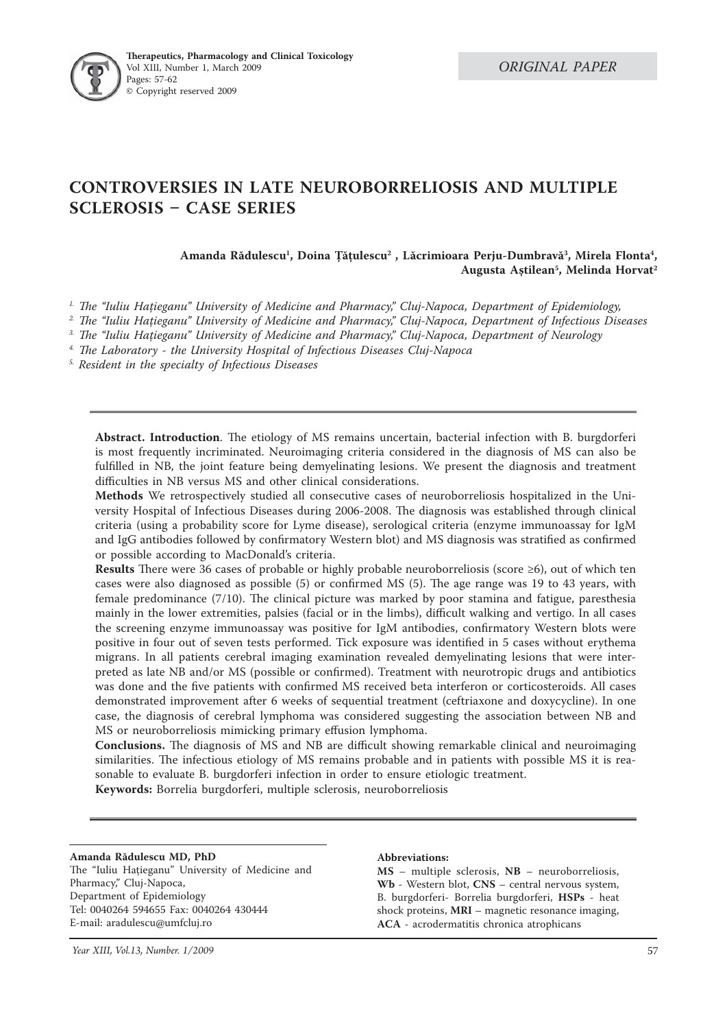ORIGINAL PAPER

# CONTROVERSIES IN LATE NEUROBORRELIOSIS AND MULTIPLE SCLEROSIS – CASE SERIES

**Amanda Rădulescu[1], Doina Țățulescu[2] , Lăcrimioara Perju-Dumbravă[3], Mirela Flonta[4], Augusta Aștilean[5], Melinda Horvat[2]**

*[1] The "Iuliu Hațieganu" University of Medicine and Pharmacy," Cluj-Napoca, Department of Epidemiology,*
*[2] The "Iuliu Hațieganu" University of Medicine and Pharmacy," Cluj-Napoca, Department of Infectious Diseases*
*[3] The "Iuliu Hațieganu" University of Medicine and Pharmacy," Cluj-Napoca, Department of Neurology*
*[4] The Laboratory - the University Hospital of Infectious Diseases Cluj-Napoca*
*[5] Resident in the specialty of Infectious Diseases*

**Abstract. Introduction**. The etiology of MS remains uncertain, bacterial infection with B. burgdorferi is most frequently incriminated. Neuroimaging criteria considered in the diagnosis of MS can also be fulfilled in NB, the joint feature being demyelinating lesions. We present the diagnosis and treatment difficulties in NB versus MS and other clinical considerations.

**Methods** We retrospectively studied all consecutive cases of neuroborreliosis hospitalized in the University Hospital of Infectious Diseases during 2006-2008. The diagnosis was established through clinical criteria (using a probability score for Lyme disease), serological criteria (enzyme immunoassay for IgM and IgG antibodies followed by confirmatory Western blot) and MS diagnosis was stratified as confirmed or possible according to MacDonald's criteria.

**Results** There were 36 cases of probable or highly probable neuroborreliosis (score ≥6), out of which ten cases were also diagnosed as possible (5) or confirmed MS (5). The age range was 19 to 43 years, with female predominance (7/10). The clinical picture was marked by poor stamina and fatigue, paresthesia mainly in the lower extremities, palsies (facial or in the limbs), difficult walking and vertigo. In all cases the screening enzyme immunoassay was positive for IgM antibodies, confirmatory Western blots were positive in four out of seven tests performed. Tick exposure was identified in 5 cases without erythema migrans. In all patients cerebral imaging examination revealed demyelinating lesions that were interpreted as late NB and/or MS (possible or confirmed). Treatment with neurotropic drugs and antibiotics was done and the five patients with confirmed MS received beta interferon or corticosteroids. All cases demonstrated improvement after 6 weeks of sequential treatment (ceftriaxone and doxycycline). In one case, the diagnosis of cerebral lymphoma was considered suggesting the association between NB and MS or neuroborreliosis mimicking primary effusion lymphoma.

**Conclusions.** The diagnosis of MS and NB are difficult showing remarkable clinical and neuroimaging similarities. The infectious etiology of MS remains probable and in patients with possible MS it is reasonable to evaluate B. burgdorferi infection in order to ensure etiologic treatment.

**Keywords:** Borrelia burgdorferi, multiple sclerosis, neuroborreliosis

---

**Amanda Rădulescu MD, PhD**
The "Iuliu Hațieganu" University of Medicine and Pharmacy," Cluj-Napoca,
Department of Epidemiology
Tel: 0040264 594655 Fax: 0040264 430444
E-mail: aradulescu@umfcluj.ro

**Abbreviations:**
**MS** – multiple sclerosis, **NB** – neuroborreliosis, **Wb** - Western blot, **CNS** – central nervous system, B. burgdorferi- Borrelia burgdorferi, **HSPs** - heat shock proteins, **MRI** – magnetic resonance imaging, **ACA** - acrodermatitis chronica atrophicans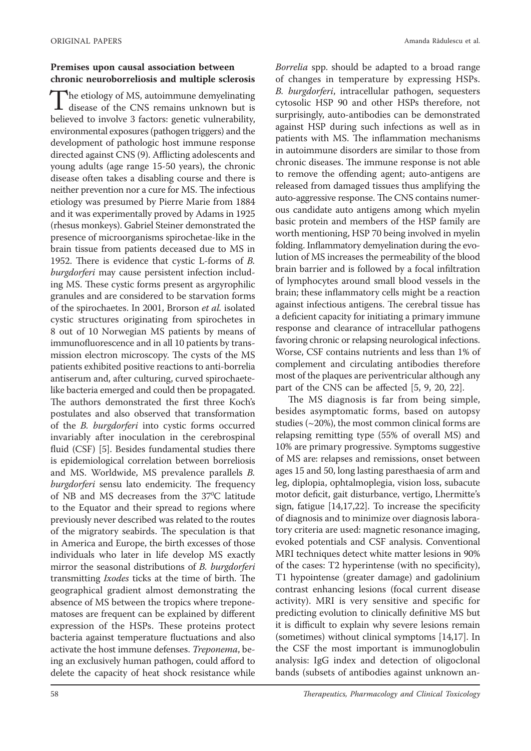**Premises upon causal association between chronic neuroborreliosis and multiple sclerosis**

The etiology of MS, autoimmune demyelinating disease of the CNS remains unknown but is believed to involve 3 factors: genetic vulnerability, environmental exposures (pathogen triggers) and the development of pathologic host immune response directed against CNS (9). Afflicting adolescents and young adults (age range 15-50 years), the chronic disease often takes a disabling course and there is neither prevention nor a cure for MS. The infectious etiology was presumed by Pierre Marie from 1884 and it was experimentally proved by Adams in 1925 (rhesus monkeys). Gabriel Steiner demonstrated the presence of microorganisms spirochetae-like in the brain tissue from patients deceased due to MS in 1952. There is evidence that cystic L-forms of *B. burgdorferi* may cause persistent infection including MS. These cystic forms present as argyrophilic granules and are considered to be starvation forms of the spirochaetes. In 2001, Brorson *et al.* isolated cystic structures originating from spirochetes in 8 out of 10 Norwegian MS patients by means of immunofluorescence and in all 10 patients by transmission electron microscopy. The cysts of the MS patients exhibited positive reactions to anti-borrelia antiserum and, after culturing, curved spirochaete-like bacteria emerged and could then be propagated. The authors demonstrated the first three Koch's postulates and also observed that transformation of the *B. burgdorferi* into cystic forms occurred invariably after inoculation in the cerebrospinal fluid (CSF) [5]. Besides fundamental studies there is epidemiological correlation between borreliosis and MS. Worldwide, MS prevalence parallels *B. burgdorferi* sensu lato endemicity. The frequency of NB and MS decreases from the $37^0$C latitude to the Equator and their spread to regions where previously never described was related to the routes of the migratory seabirds. The speculation is that in America and Europe, the birth excesses of those individuals who later in life develop MS exactly mirror the seasonal distributions of *B. burgdorferi* transmitting *Ixodes* ticks at the time of birth. The geographical gradient almost demonstrating the absence of MS between the tropics where treponematoses are frequent can be explained by different expression of the HSPs. These proteins protect bacteria against temperature fluctuations and also activate the host immune defenses. *Treponema*, being an exclusively human pathogen, could afford to delete the capacity of heat shock resistance while *Borrelia* spp. should be adapted to a broad range of changes in temperature by expressing HSPs. *B. burgdorferi*, intracellular pathogen, sequesters cytosolic HSP 90 and other HSPs therefore, not surprisingly, auto-antibodies can be demonstrated against HSP during such infections as well as in patients with MS. The inflammation mechanisms in autoimmune disorders are similar to those from chronic diseases. The immune response is not able to remove the offending agent; auto-antigens are released from damaged tissues thus amplifying the auto-aggressive response. The CNS contains numerous candidate auto antigens among which myelin basic protein and members of the HSP family are worth mentioning, HSP 70 being involved in myelin folding. Inflammatory demyelination during the evolution of MS increases the permeability of the blood brain barrier and is followed by a focal infiltration of lymphocytes around small blood vessels in the brain; these inflammatory cells might be a reaction against infectious antigens. The cerebral tissue has a deficient capacity for initiating a primary immune response and clearance of intracellular pathogens favoring chronic or relapsing neurological infections. Worse, CSF contains nutrients and less than 1% of complement and circulating antibodies therefore most of the plaques are periventricular although any part of the CNS can be affected [5, 9, 20, 22].

The MS diagnosis is far from being simple, besides asymptomatic forms, based on autopsy studies (~20%), the most common clinical forms are relapsing remitting type (55% of overall MS) and 10% are primary progressive. Symptoms suggestive of MS are: relapses and remissions, onset between ages 15 and 50, long lasting paresthaesia of arm and leg, diplopia, ophtalmoplegia, vision loss, subacute motor deficit, gait disturbance, vertigo, Lhermitte's sign, fatigue [14,17,22]. To increase the specificity of diagnosis and to minimize over diagnosis laboratory criteria are used: magnetic resonance imaging, evoked potentials and CSF analysis. Conventional MRI techniques detect white matter lesions in 90% of the cases: T2 hyperintense (with no specificity), T1 hypointense (greater damage) and gadolinium contrast enhancing lesions (focal current disease activity). MRI is very sensitive and specific for predicting evolution to clinically definitive MS but it is difficult to explain why severe lesions remain (sometimes) without clinical symptoms [14,17]. In the CSF the most important is immunoglobulin analysis: IgG index and detection of oligoclonal bands (subsets of antibodies against unknown an-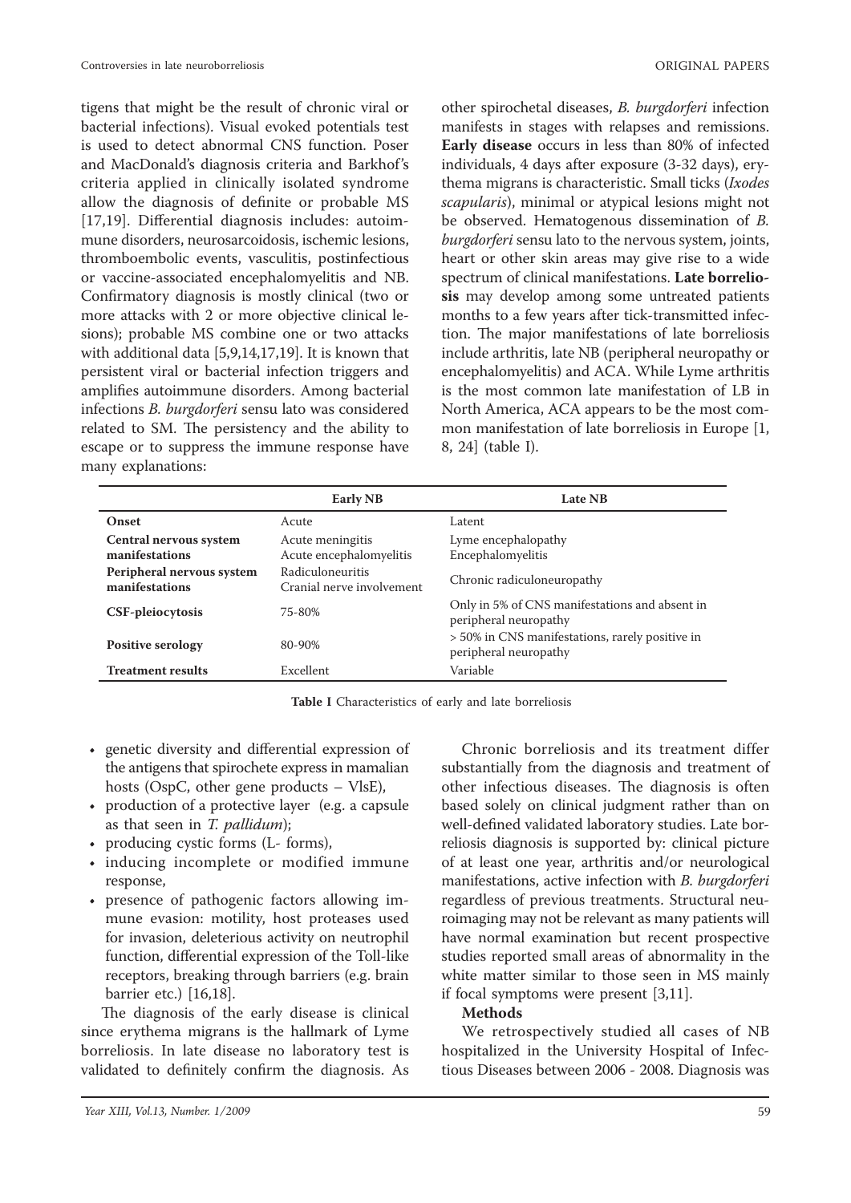tigens that might be the result of chronic viral or bacterial infections). Visual evoked potentials test is used to detect abnormal CNS function. Poser and MacDonald's diagnosis criteria and Barkhof's criteria applied in clinically isolated syndrome allow the diagnosis of definite or probable MS [17,19]. Differential diagnosis includes: autoimmune disorders, neurosarcoidosis, ischemic lesions, thromboembolic events, vasculitis, postinfectious or vaccine-associated encephalomyelitis and NB. Confirmatory diagnosis is mostly clinical (two or more attacks with 2 or more objective clinical lesions); probable MS combine one or two attacks with additional data [5,9,14,17,19]. It is known that persistent viral or bacterial infection triggers and amplifies autoimmune disorders. Among bacterial infections *B. burgdorferi* sensu lato was considered related to SM. The persistency and the ability to escape or to suppress the immune response have many explanations:

- genetic diversity and differential expression of the antigens that spirochete express in mamalian hosts (OspC, other gene products – VlsE),
- production of a protective layer (e.g. a capsule as that seen in *T. pallidum*);
- producing cystic forms (L- forms),
- inducing incomplete or modified immune response,
- presence of pathogenic factors allowing immune evasion: motility, host proteases used for invasion, deleterious activity on neutrophil function, differential expression of the Toll-like receptors, breaking through barriers (e.g. brain barrier etc.) [16,18].

The diagnosis of the early disease is clinical since erythema migrans is the hallmark of Lyme borreliosis. In late disease no laboratory test is validated to definitely confirm the diagnosis. As other spirochetal diseases, *B. burgdorferi* infection manifests in stages with relapses and remissions. **Early disease** occurs in less than 80% of infected individuals, 4 days after exposure (3-32 days), erythema migrans is characteristic. Small ticks (*Ixodes scapularis*), minimal or atypical lesions might not be observed. Hematogenous dissemination of *B. burgdorferi* sensu lato to the nervous system, joints, heart or other skin areas may give rise to a wide spectrum of clinical manifestations. **Late borreliosis** may develop among some untreated patients months to a few years after tick-transmitted infection. The major manifestations of late borreliosis include arthritis, late NB (peripheral neuropathy or encephalomyelitis) and ACA. While Lyme arthritis is the most common late manifestation of LB in North America, ACA appears to be the most common manifestation of late borreliosis in Europe [1, 8, 24] (table I).

| | Early NB | Late NB |
|---|---|---|
| **Onset** | Acute | Latent |
| **Central nervous system manifestations** | Acute meningitis<br>Acute encephalomyelitis | Lyme encephalopathy<br>Encephalomyelitis |
| **Peripheral nervous system manifestations** | Radiculoneuritis<br>Cranial nerve involvement | Chronic radiculoneuropathy |
| **CSF-pleiocytosis** | 75-80% | Only in 5% of CNS manifestations and absent in peripheral neuropathy |
| **Positive serology** | 80-90% | > 50% in CNS manifestations, rarely positive in peripheral neuropathy |
| **Treatment results** | Excellent | Variable |

**Table I** Characteristics of early and late borreliosis

Chronic borreliosis and its treatment differ substantially from the diagnosis and treatment of other infectious diseases. The diagnosis is often based solely on clinical judgment rather than on well-defined validated laboratory studies. Late borreliosis diagnosis is supported by: clinical picture of at least one year, arthritis and/or neurological manifestations, active infection with *B. burgdorferi* regardless of previous treatments. Structural neuroimaging may not be relevant as many patients will have normal examination but recent prospective studies reported small areas of abnormality in the white matter similar to those seen in MS mainly if focal symptoms were present [3,11].

**Methods**

We retrospectively studied all cases of NB hospitalized in the University Hospital of Infectious Diseases between 2006 - 2008. Diagnosis was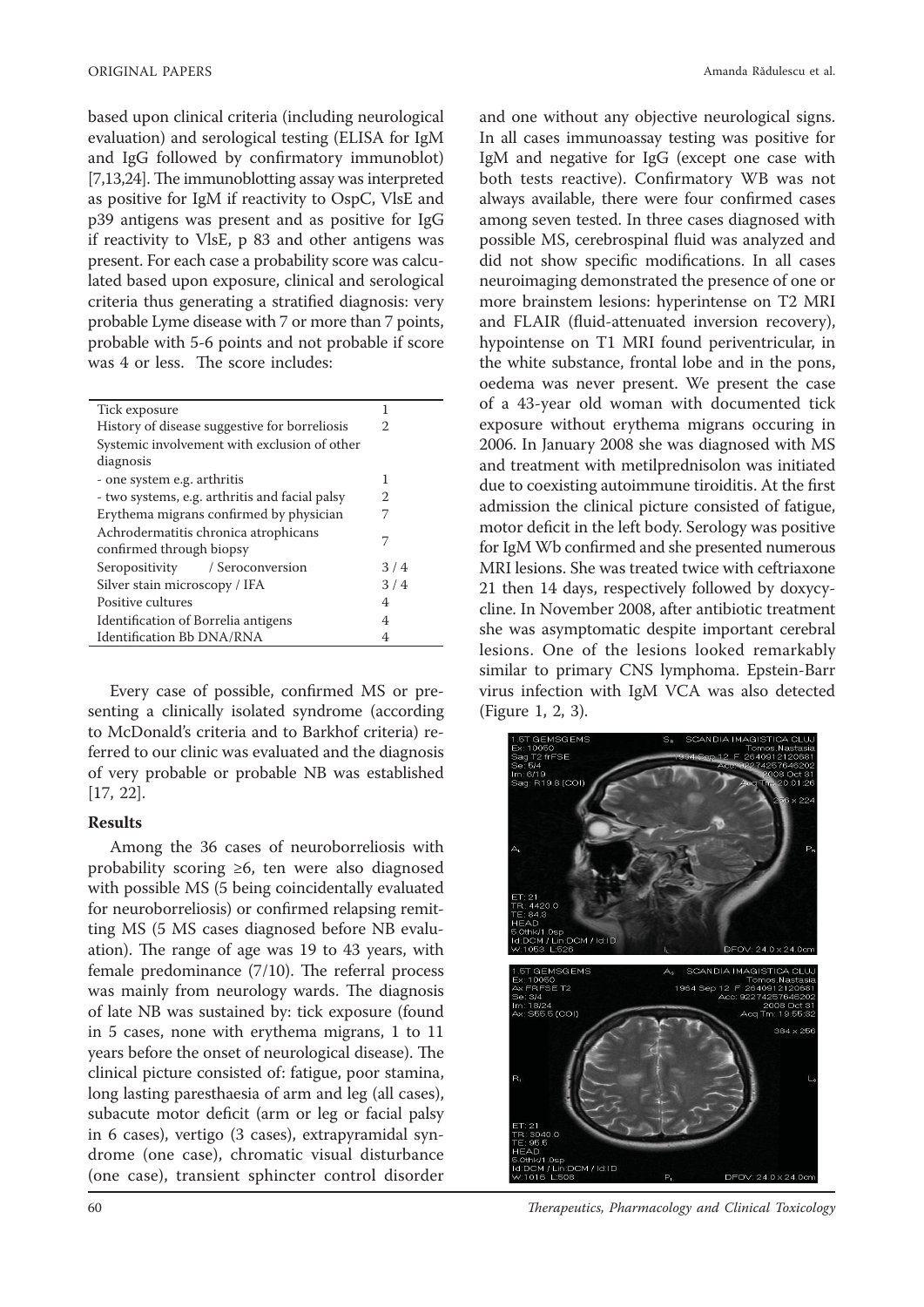based upon clinical criteria (including neurological evaluation) and serological testing (ELISA for IgM and IgG followed by confirmatory immunoblot) [7,13,24]. The immunoblotting assay was interpreted as positive for IgM if reactivity to OspC, VlsE and p39 antigens was present and as positive for IgG if reactivity to VlsE, p 83 and other antigens was present. For each case a probability score was calculated based upon exposure, clinical and serological criteria thus generating a stratified diagnosis: very probable Lyme disease with 7 or more than 7 points, probable with 5-6 points and not probable if score was 4 or less. The score includes:

| | |
|---|---|
| Tick exposure | 1 |
| History of disease suggestive for borreliosis | 2 |
| Systemic involvement with exclusion of other diagnosis | |
| - one system e.g. arthritis | 1 |
| - two systems, e.g. arthritis and facial palsy | 2 |
| Erythema migrans confirmed by physician | 7 |
| Achrodermatitis chronica atrophicans confirmed through biopsy | 7 |
| Seropositivity / Seroconversion | 3 / 4 |
| Silver stain microscopy / IFA | 3 / 4 |
| Positive cultures | 4 |
| Identification of Borrelia antigens | 4 |
| Identification Bb DNA/RNA | 4 |

Every case of possible, confirmed MS or presenting a clinically isolated syndrome (according to McDonald's criteria and to Barkhof criteria) referred to our clinic was evaluated and the diagnosis of very probable or probable NB was established [17, 22].

## Results

Among the 36 cases of neuroborreliosis with probability scoring ≥6, ten were also diagnosed with possible MS (5 being coincidentally evaluated for neuroborreliosis) or confirmed relapsing remitting MS (5 MS cases diagnosed before NB evaluation). The range of age was 19 to 43 years, with female predominance (7/10). The referral process was mainly from neurology wards. The diagnosis of late NB was sustained by: tick exposure (found in 5 cases, none with erythema migrans, 1 to 11 years before the onset of neurological disease). The clinical picture consisted of: fatigue, poor stamina, long lasting paresthaesia of arm and leg (all cases), subacute motor deficit (arm or leg or facial palsy in 6 cases), vertigo (3 cases), extrapyramidal syndrome (one case), chromatic visual disturbance (one case), transient sphincter control disorder and one without any objective neurological signs. In all cases immunoassay testing was positive for IgM and negative for IgG (except one case with both tests reactive). Confirmatory WB was not always available, there were four confirmed cases among seven tested. In three cases diagnosed with possible MS, cerebrospinal fluid was analyzed and did not show specific modifications. In all cases neuroimaging demonstrated the presence of one or more brainstem lesions: hyperintense on T2 MRI and FLAIR (fluid-attenuated inversion recovery), hypointense on T1 MRI found periventricular, in the white substance, frontal lobe and in the pons, oedema was never present. We present the case of a 43-year old woman with documented tick exposure without erythema migrans occuring in 2006. In January 2008 she was diagnosed with MS and treatment with metilprednisolon was initiated due to coexisting autoimmune tiroiditis. At the first admission the clinical picture consisted of fatigue, motor deficit in the left body. Serology was positive for IgM Wb confirmed and she presented numerous MRI lesions. She was treated twice with ceftriaxone 21 then 14 days, respectively followed by doxycycline. In November 2008, after antibiotic treatment she was asymptomatic despite important cerebral lesions. One of the lesions looked remarkably similar to primary CNS lymphoma. Epstein-Barr virus infection with IgM VCA was also detected (Figure 1, 2, 3).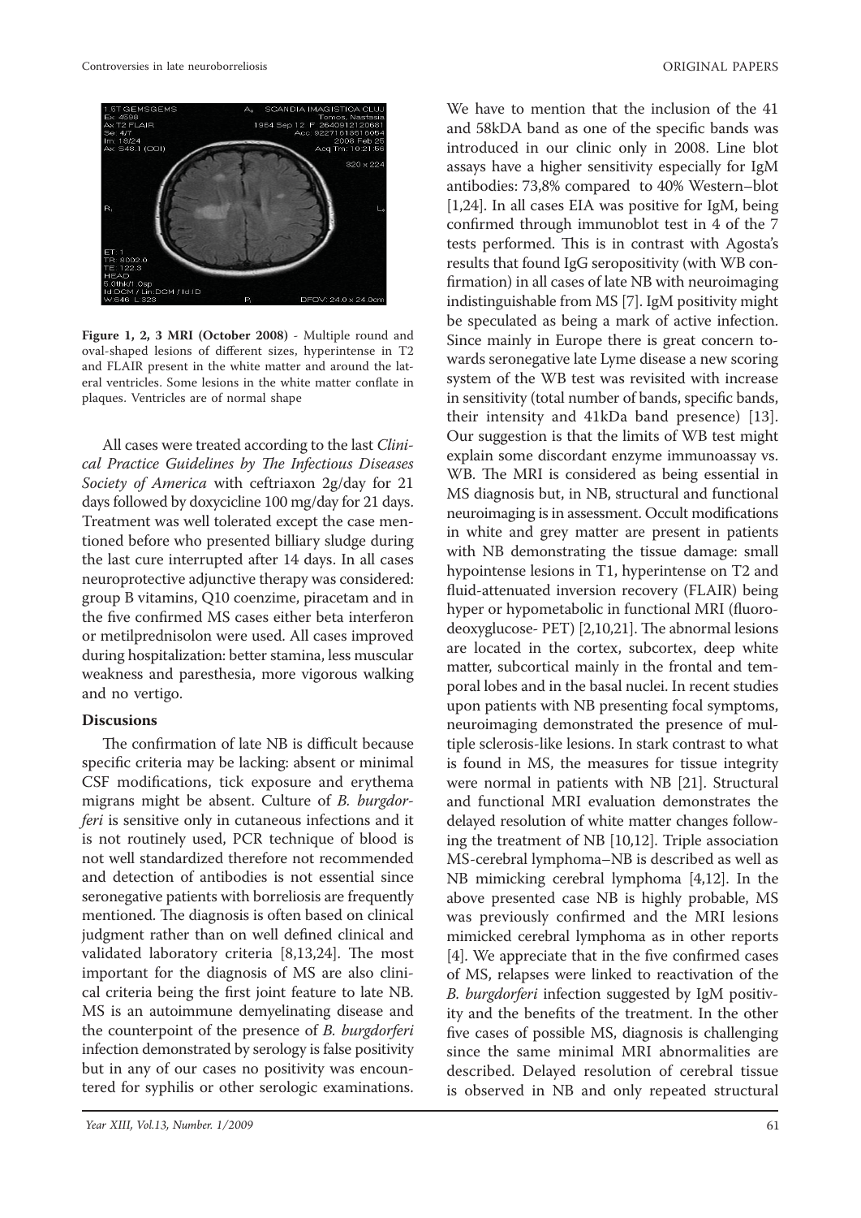**Figure 1, 2, 3 MRI (October 2008)** - Multiple round and oval-shaped lesions of different sizes, hyperintense in T2 and FLAIR present in the white matter and around the lateral ventricles. Some lesions in the white matter conflate in plaques. Ventricles are of normal shape

All cases were treated according to the last *Clinical Practice Guidelines by The Infectious Diseases Society of America* with ceftriaxon 2g/day for 21 days followed by doxycicline 100 mg/day for 21 days. Treatment was well tolerated except the case mentioned before who presented billiary sludge during the last cure interrupted after 14 days. In all cases neuroprotective adjunctive therapy was considered: group B vitamins, Q10 coenzime, piracetam and in the five confirmed MS cases either beta interferon or metilprednisolon were used. All cases improved during hospitalization: better stamina, less muscular weakness and paresthesia, more vigorous walking and no vertigo.

### Discussions

The confirmation of late NB is difficult because specific criteria may be lacking: absent or minimal CSF modifications, tick exposure and erythema migrans might be absent. Culture of *B. burgdorferi* is sensitive only in cutaneous infections and it is not routinely used, PCR technique of blood is not well standardized therefore not recommended and detection of antibodies is not essential since seronegative patients with borreliosis are frequently mentioned. The diagnosis is often based on clinical judgment rather than on well defined clinical and validated laboratory criteria [8,13,24]. The most important for the diagnosis of MS are also clinical criteria being the first joint feature to late NB. MS is an autoimmune demyelinating disease and the counterpoint of the presence of *B. burgdorferi* infection demonstrated by serology is false positivity but in any of our cases no positivity was encountered for syphilis or other serologic examinations.

We have to mention that the inclusion of the 41 and 58kDA band as one of the specific bands was introduced in our clinic only in 2008. Line blot assays have a higher sensitivity especially for IgM antibodies: 73,8% compared to 40% Western–blot [1,24]. In all cases EIA was positive for IgM, being confirmed through immunoblot test in 4 of the 7 tests performed. This is in contrast with Agosta's results that found IgG seropositivity (with WB confirmation) in all cases of late NB with neuroimaging indistinguishable from MS [7]. IgM positivity might be speculated as being a mark of active infection. Since mainly in Europe there is great concern towards seronegative late Lyme disease a new scoring system of the WB test was revisited with increase in sensitivity (total number of bands, specific bands, their intensity and 41kDa band presence) [13]. Our suggestion is that the limits of WB test might explain some discordant enzyme immunoassay vs. WB. The MRI is considered as being essential in MS diagnosis but, in NB, structural and functional neuroimaging is in assessment. Occult modifications in white and grey matter are present in patients with NB demonstrating the tissue damage: small hypointense lesions in T1, hyperintense on T2 and fluid-attenuated inversion recovery (FLAIR) being hyper or hypometabolic in functional MRI (fluorodeoxyglucose- PET) [2,10,21]. The abnormal lesions are located in the cortex, subcortex, deep white matter, subcortical mainly in the frontal and temporal lobes and in the basal nuclei. In recent studies upon patients with NB presenting focal symptoms, neuroimaging demonstrated the presence of multiple sclerosis-like lesions. In stark contrast to what is found in MS, the measures for tissue integrity were normal in patients with NB [21]. Structural and functional MRI evaluation demonstrates the delayed resolution of white matter changes following the treatment of NB [10,12]. Triple association MS-cerebral lymphoma–NB is described as well as NB mimicking cerebral lymphoma [4,12]. In the above presented case NB is highly probable, MS was previously confirmed and the MRI lesions mimicked cerebral lymphoma as in other reports [4]. We appreciate that in the five confirmed cases of MS, relapses were linked to reactivation of the *B. burgdorferi* infection suggested by IgM positivity and the benefits of the treatment. In the other five cases of possible MS, diagnosis is challenging since the same minimal MRI abnormalities are described. Delayed resolution of cerebral tissue is observed in NB and only repeated structural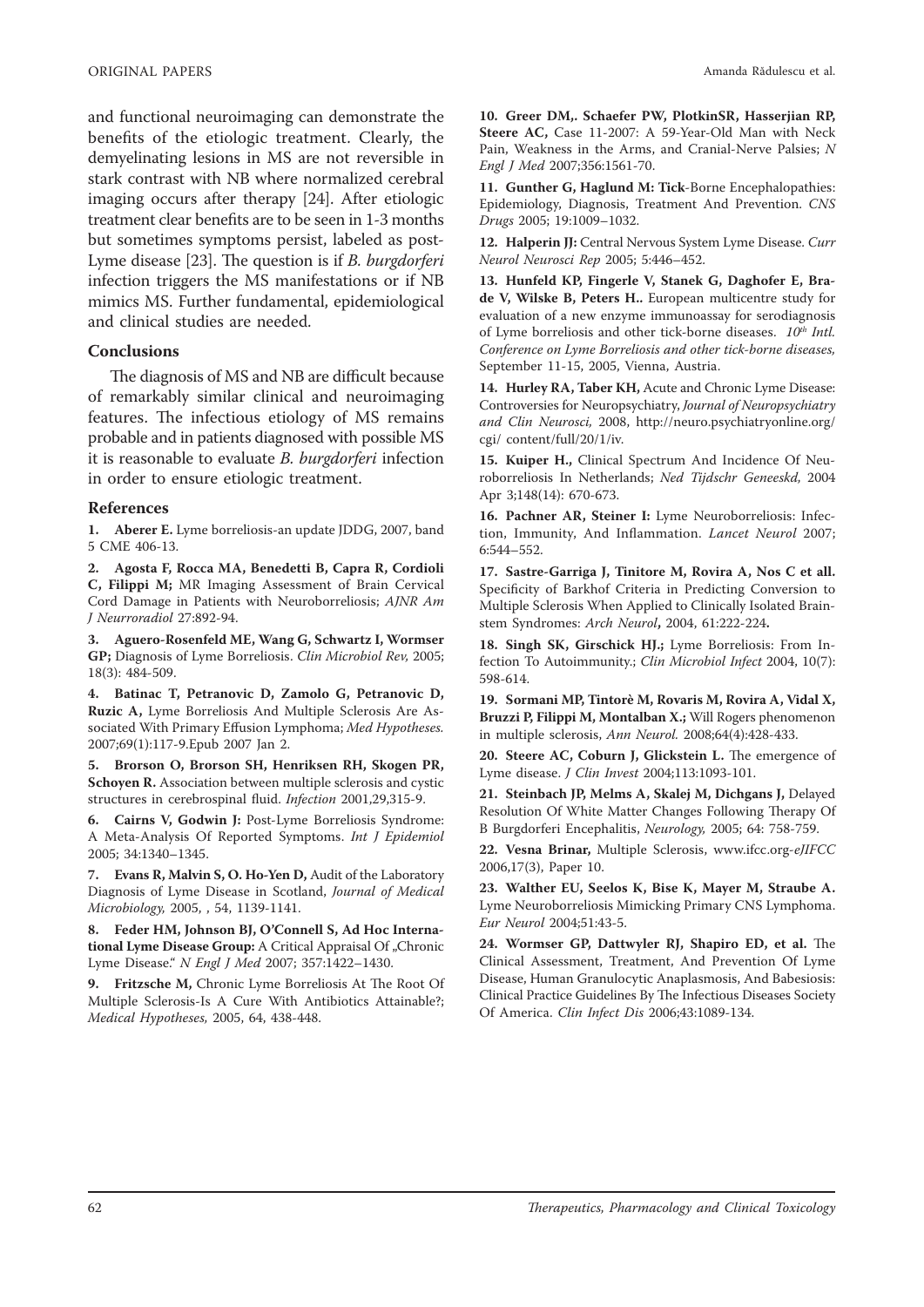and functional neuroimaging can demonstrate the benefits of the etiologic treatment. Clearly, the demyelinating lesions in MS are not reversible in stark contrast with NB where normalized cerebral imaging occurs after therapy [24]. After etiologic treatment clear benefits are to be seen in 1-3 months but sometimes symptoms persist, labeled as post-Lyme disease [23]. The question is if *B. burgdorferi* infection triggers the MS manifestations or if NB mimics MS. Further fundamental, epidemiological and clinical studies are needed.

## Conclusions

The diagnosis of MS and NB are difficult because of remarkably similar clinical and neuroimaging features. The infectious etiology of MS remains probable and in patients diagnosed with possible MS it is reasonable to evaluate *B. burgdorferi* infection in order to ensure etiologic treatment.

## References

1. **Aberer E.** Lyme borreliosis-an update JDDG, 2007, band 5 CME 406-13.

2. **Agosta F, Rocca MA, Benedetti B, Capra R, Cordioli C, Filippi M;** MR Imaging Assessment of Brain Cervical Cord Damage in Patients with Neuroborreliosis; *AJNR Am J Neurroradiol* 27:892-94.

3. **Aguero-Rosenfeld ME, Wang G, Schwartz I, Wormser GP;** Diagnosis of Lyme Borreliosis. *Clin Microbiol Rev,* 2005; 18(3): 484-509.

4. **Batinac T, Petranovic D, Zamolo G, Petranovic D, Ruzic A,** Lyme Borreliosis And Multiple Sclerosis Are Associated With Primary Effusion Lymphoma; *Med Hypotheses.* 2007;69(1):117-9.Epub 2007 Jan 2.

5. **Brorson O, Brorson SH, Henriksen RH, Skogen PR, Schoyen R.** Association between multiple sclerosis and cystic structures in cerebrospinal fluid. *Infection* 2001,29,315-9.

6. **Cairns V, Godwin J:** Post-Lyme Borreliosis Syndrome: A Meta-Analysis Of Reported Symptoms. *Int J Epidemiol* 2005; 34:1340–1345.

7. **Evans R, Malvin S, O. Ho-Yen D,** Audit of the Laboratory Diagnosis of Lyme Disease in Scotland, *Journal of Medical Microbiology,* 2005, , 54, 1139-1141.

8. **Feder HM, Johnson BJ, O'Connell S, Ad Hoc International Lyme Disease Group:** A Critical Appraisal Of „Chronic Lyme Disease." *N Engl J Med* 2007; 357:1422–1430.

9. **Fritzsche M,** Chronic Lyme Borreliosis At The Root Of Multiple Sclerosis-Is A Cure With Antibiotics Attainable?; *Medical Hypotheses,* 2005, 64, 438-448.

10. **Greer DM,. Schaefer PW, PlotkinSR, Hasserjian RP, Steere AC,** Case 11-2007: A 59-Year-Old Man with Neck Pain, Weakness in the Arms, and Cranial-Nerve Palsies; *N Engl J Med* 2007;356:1561-70.

11. **Gunther G, Haglund M: Tick**-Borne Encephalopathies: Epidemiology, Diagnosis, Treatment And Prevention. *CNS Drugs* 2005; 19:1009–1032.

12. **Halperin JJ:** Central Nervous System Lyme Disease. *Curr Neurol Neurosci Rep* 2005; 5:446–452.

13. **Hunfeld KP, Fingerle V, Stanek G, Daghofer E, Brade V, Wilske B, Peters H..** European multicentre study for evaluation of a new enzyme immunoassay for serodiagnosis of Lyme borreliosis and other tick-borne diseases. *10th Intl. Conference on Lyme Borreliosis and other tick-borne diseases,* September 11-15, 2005, Vienna, Austria.

14. **Hurley RA, Taber KH,** Acute and Chronic Lyme Disease: Controversies for Neuropsychiatry, *Journal of Neuropsychiatry and Clin Neurosci,* 2008, http://neuro.psychiatryonline.org/cgi/ content/full/20/1/iv.

15. **Kuiper H.,** Clinical Spectrum And Incidence Of Neuroborreliosis In Netherlands; *Ned Tijdschr Geneeskd,* 2004 Apr 3;148(14): 670-673.

16. **Pachner AR, Steiner I:** Lyme Neuroborreliosis: Infection, Immunity, And Inflammation. *Lancet Neurol* 2007; 6:544–552.

17. **Sastre-Garriga J, Tinitore M, Rovira A, Nos C et all.** Specificity of Barkhof Criteria in Predicting Conversion to Multiple Sclerosis When Applied to Clinically Isolated Brainstem Syndromes: *Arch Neurol***,** 2004, 61:222-224**.**

18. **Singh SK, Girschick HJ.;** Lyme Borreliosis: From Infection To Autoimmunity.; *Clin Microbiol Infect* 2004, 10(7): 598-614.

19. **Sormani MP, Tintorè M, Rovaris M, Rovira A, Vidal X, Bruzzi P, Filippi M, Montalban X.;** Will Rogers phenomenon in multiple sclerosis, *Ann Neurol.* 2008;64(4):428-433.

20. **Steere AC, Coburn J, Glickstein L.** The emergence of Lyme disease. *J Clin Invest* 2004;113:1093-101.

21. **Steinbach JP, Melms A, Skalej M, Dichgans J,** Delayed Resolution Of White Matter Changes Following Therapy Of B Burgdorferi Encephalitis, *Neurology,* 2005; 64: 758-759.

22. **Vesna Brinar,** Multiple Sclerosis, www.ifcc.org-*eJIFCC* 2006,17(3), Paper 10.

23. **Walther EU, Seelos K, Bise K, Mayer M, Straube A.** Lyme Neuroborreliosis Mimicking Primary CNS Lymphoma. *Eur Neurol* 2004;51:43-5.

24. **Wormser GP, Dattwyler RJ, Shapiro ED, et al.** The Clinical Assessment, Treatment, And Prevention Of Lyme Disease, Human Granulocytic Anaplasmosis, And Babesiosis: Clinical Practice Guidelines By The Infectious Diseases Society Of America. *Clin Infect Dis* 2006;43:1089-134.